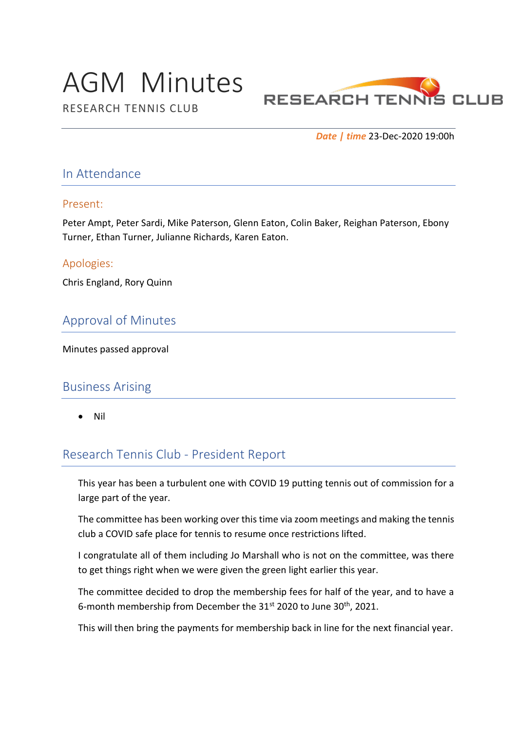# AGM Minutes

RESEARCH TENNIS CLUB

***Date | time*** 23-Dec-2020 19:00h

## In Attendance

### Present:

Peter Ampt, Peter Sardi, Mike Paterson, Glenn Eaton, Colin Baker, Reighan Paterson, Ebony Turner, Ethan Turner, Julianne Richards, Karen Eaton.

### Apologies:

Chris England, Rory Quinn

## Approval of Minutes

Minutes passed approval

## Business Arising

- Nil

## Research Tennis Club - President Report

This year has been a turbulent one with COVID 19 putting tennis out of commission for a large part of the year.

The committee has been working over this time via zoom meetings and making the tennis club a COVID safe place for tennis to resume once restrictions lifted.

I congratulate all of them including Jo Marshall who is not on the committee, was there to get things right when we were given the green light earlier this year.

The committee decided to drop the membership fees for half of the year, and to have a 6-month membership from December the 31st 2020 to June 30th, 2021.

This will then bring the payments for membership back in line for the next financial year.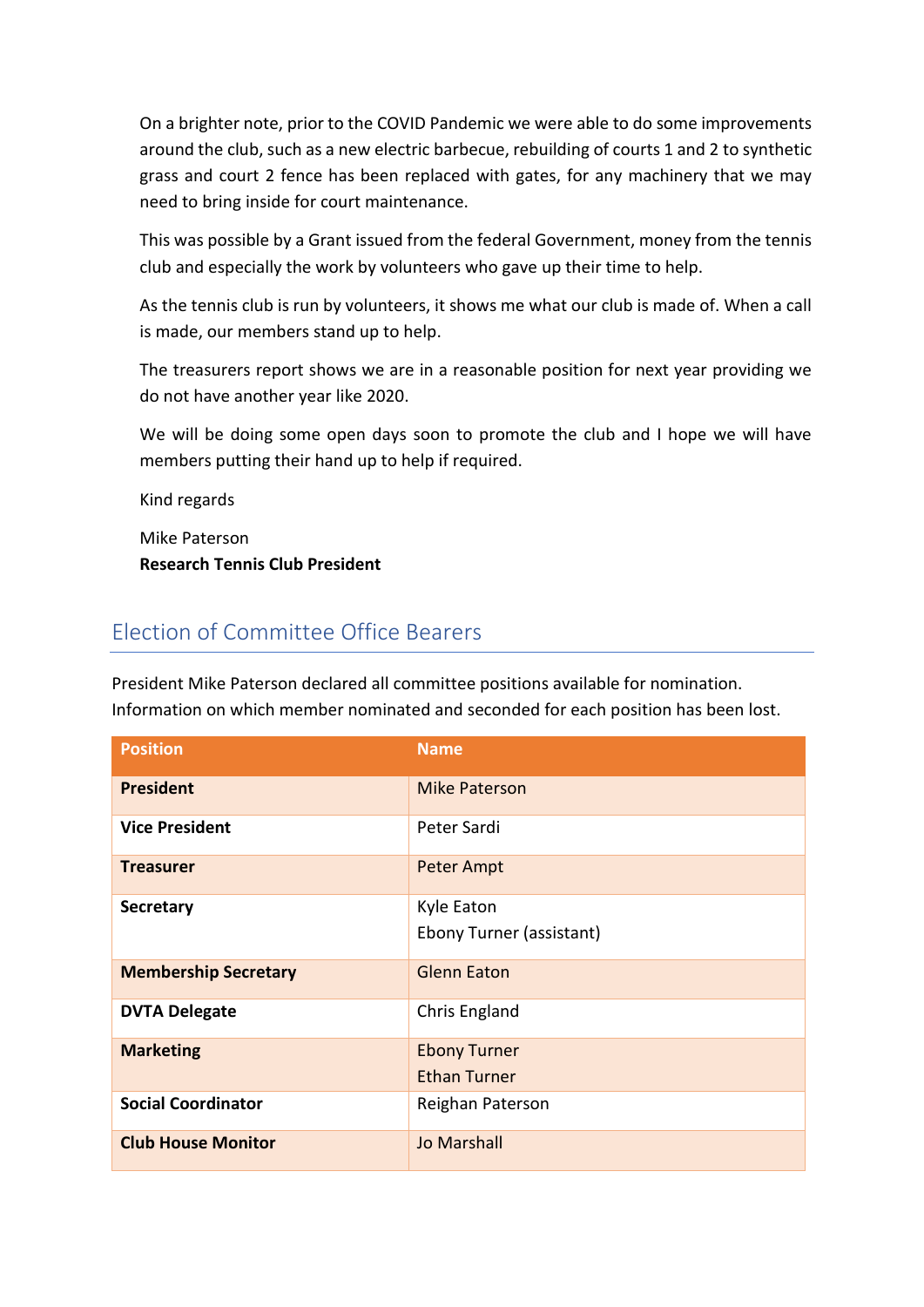On a brighter note, prior to the COVID Pandemic we were able to do some improvements around the club, such as a new electric barbecue, rebuilding of courts 1 and 2 to synthetic grass and court 2 fence has been replaced with gates, for any machinery that we may need to bring inside for court maintenance.

This was possible by a Grant issued from the federal Government, money from the tennis club and especially the work by volunteers who gave up their time to help.

As the tennis club is run by volunteers, it shows me what our club is made of. When a call is made, our members stand up to help.

The treasurers report shows we are in a reasonable position for next year providing we do not have another year like 2020.

We will be doing some open days soon to promote the club and I hope we will have members putting their hand up to help if required.

Kind regards

Mike Paterson
**Research Tennis Club President**

## Election of Committee Office Bearers

President Mike Paterson declared all committee positions available for nomination. Information on which member nominated and seconded for each position has been lost.

| Position | Name |
| --- | --- |
| **President** | Mike Paterson |
| **Vice President** | Peter Sardi |
| **Treasurer** | Peter Ampt |
| **Secretary** | Kyle Eaton<br>Ebony Turner (assistant) |
| **Membership Secretary** | Glenn Eaton |
| **DVTA Delegate** | Chris England |
| **Marketing** | Ebony Turner<br>Ethan Turner |
| **Social Coordinator** | Reighan Paterson |
| **Club House Monitor** | Jo Marshall |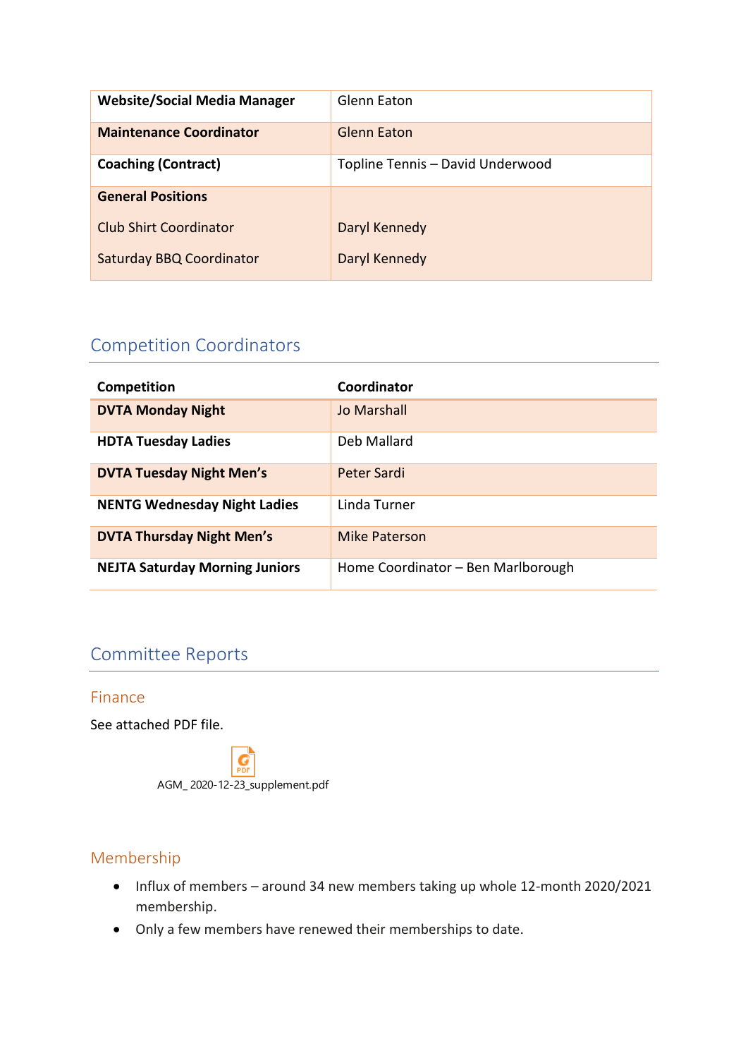| **Website/Social Media Manager** | Glenn Eaton |
|---|---|
| **Maintenance Coordinator** | Glenn Eaton |
| **Coaching (Contract)** | Topline Tennis – David Underwood |
| **General Positions** | |
| Club Shirt Coordinator | Daryl Kennedy |
| Saturday BBQ Coordinator | Daryl Kennedy |

## Competition Coordinators

| Competition | Coordinator |
|---|---|
| **DVTA Monday Night** | Jo Marshall |
| **HDTA Tuesday Ladies** | Deb Mallard |
| **DVTA Tuesday Night Men's** | Peter Sardi |
| **NENTG Wednesday Night Ladies** | Linda Turner |
| **DVTA Thursday Night Men's** | Mike Paterson |
| **NEJTA Saturday Morning Juniors** | Home Coordinator – Ben Marlborough |

## Committee Reports

### Finance

See attached PDF file.

AGM_ 2020-12-23_supplement.pdf

### Membership

- Influx of members – around 34 new members taking up whole 12-month 2020/2021 membership.
- Only a few members have renewed their memberships to date.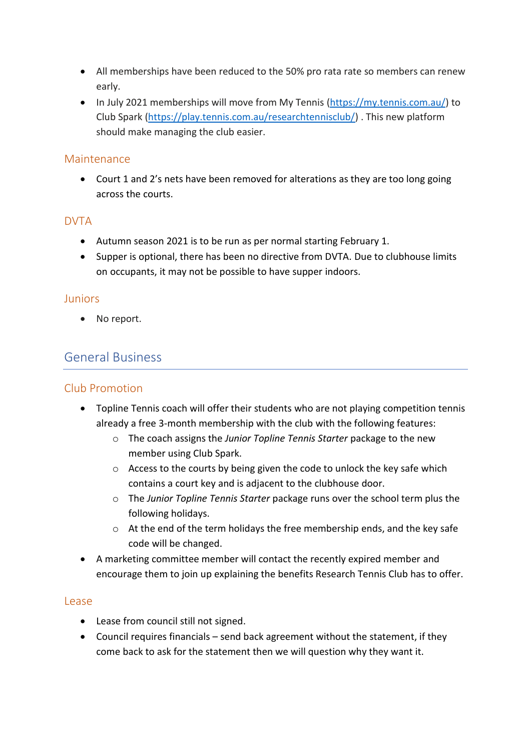- All memberships have been reduced to the 50% pro rata rate so members can renew early.
- In July 2021 memberships will move from My Tennis (https://my.tennis.com.au/) to Club Spark (https://play.tennis.com.au/researchtennisclub/) . This new platform should make managing the club easier.

### Maintenance

- Court 1 and 2's nets have been removed for alterations as they are too long going across the courts.

### DVTA

- Autumn season 2021 is to be run as per normal starting February 1.
- Supper is optional, there has been no directive from DVTA. Due to clubhouse limits on occupants, it may not be possible to have supper indoors.

### Juniors

- No report.

## General Business

### Club Promotion

- Topline Tennis coach will offer their students who are not playing competition tennis already a free 3-month membership with the club with the following features:
  - The coach assigns the *Junior Topline Tennis Starter* package to the new member using Club Spark.
  - Access to the courts by being given the code to unlock the key safe which contains a court key and is adjacent to the clubhouse door.
  - The *Junior Topline Tennis Starter* package runs over the school term plus the following holidays.
  - At the end of the term holidays the free membership ends, and the key safe code will be changed.
- A marketing committee member will contact the recently expired member and encourage them to join up explaining the benefits Research Tennis Club has to offer.

### Lease

- Lease from council still not signed.
- Council requires financials – send back agreement without the statement, if they come back to ask for the statement then we will question why they want it.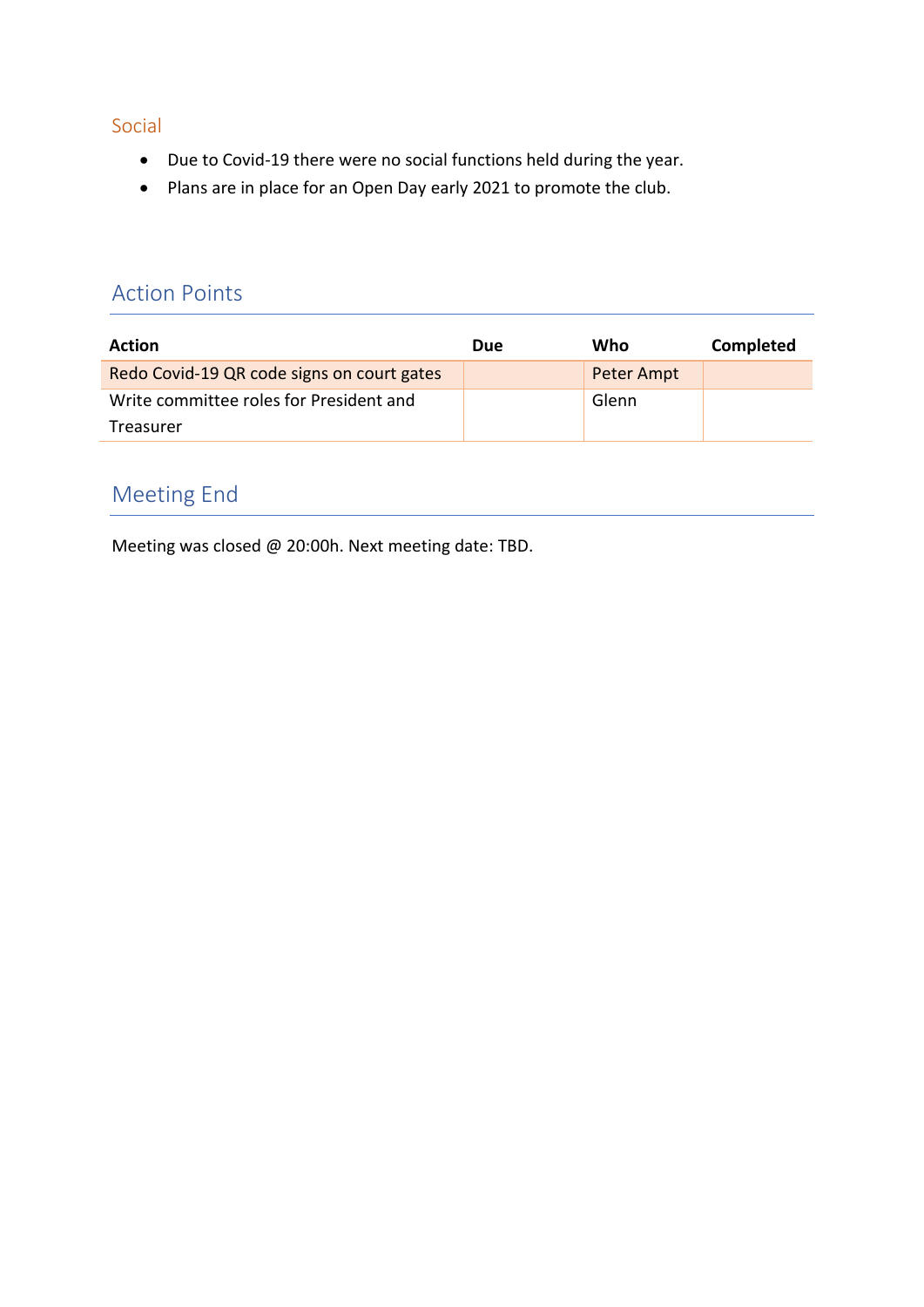### Social

- Due to Covid-19 there were no social functions held during the year.
- Plans are in place for an Open Day early 2021 to promote the club.

## Action Points

| Action | Due | Who | Completed |
|---|---|---|---|
| Redo Covid-19 QR code signs on court gates | | Peter Ampt | |
| Write committee roles for President and Treasurer | | Glenn | |

## Meeting End

Meeting was closed @ 20:00h. Next meeting date: TBD.